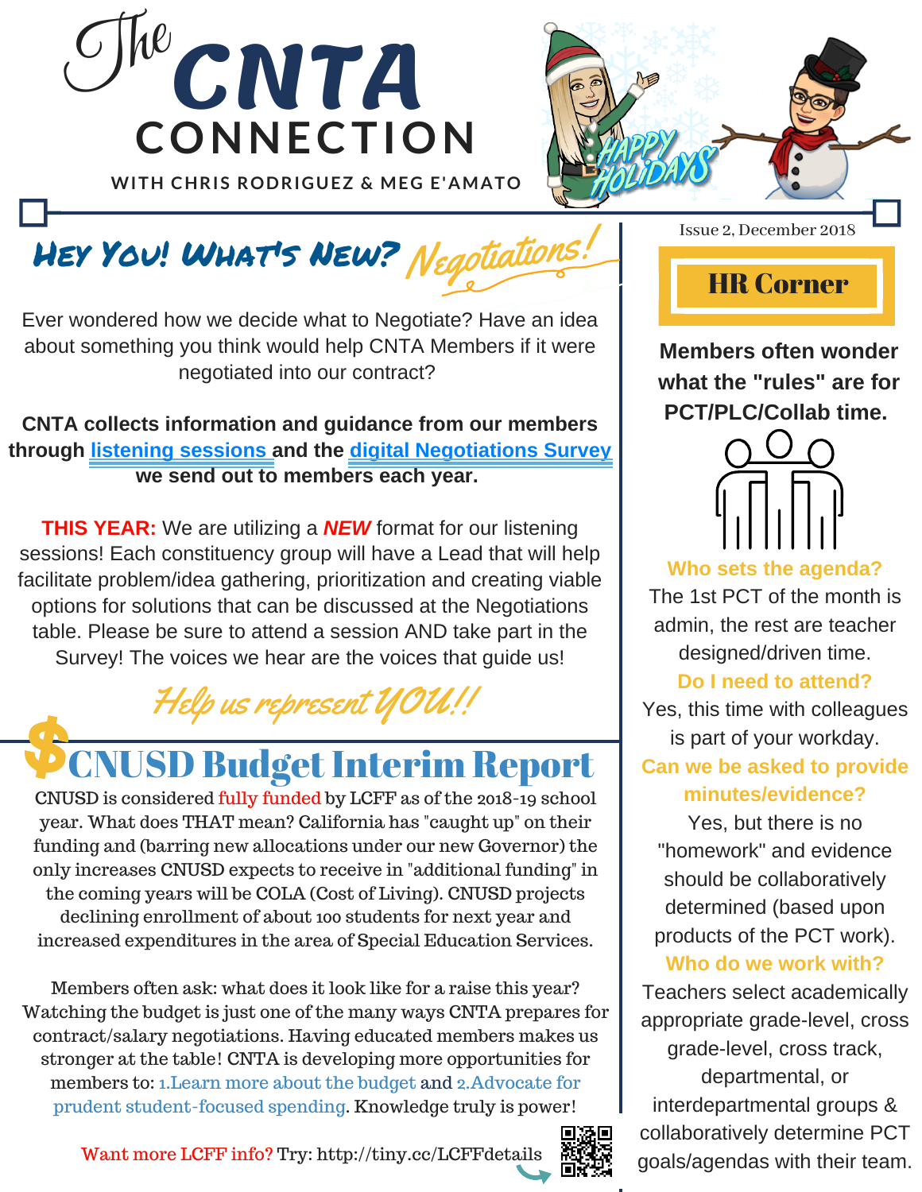# The CNTA CONNECTION

WITH CHRIS RODRIGUEZ & MEG E'AMATO

Issue 2, December 2018

## Hey You! What's New? Negotiations!

Ever wondered how we decide what to Negotiate? Have an idea about something you think would help CNTA Members if it were negotiated into our contract?

**CNTA collects information and guidance from our members through [listening sessions](#) and the [digital Negotiations Survey](#) we send out to members each year.**

**THIS YEAR:** We are utilizing a ***NEW*** format for our listening sessions! Each constituency group will have a Lead that will help facilitate problem/idea gathering, prioritization and creating viable options for solutions that can be discussed at the Negotiations table. Please be sure to attend a session AND take part in the Survey! The voices we hear are the voices that guide us!

*Help us represent YOU!!*

## $ CNUSD Budget Interim Report

CNUSD is considered fully funded by LCFF as of the 2018-19 school year. What does THAT mean? California has "caught up" on their funding and (barring new allocations under our new Governor) the only increases CNUSD expects to receive in "additional funding" in the coming years will be COLA (Cost of Living). CNUSD projects declining enrollment of about 100 students for next year and increased expenditures in the area of Special Education Services.

Members often ask: what does it look like for a raise this year? Watching the budget is just one of the many ways CNTA prepares for contract/salary negotiations. Having educated members makes us stronger at the table! CNTA is developing more opportunities for members to: 1.Learn more about the budget and 2.Advocate for prudent student-focused spending. Knowledge truly is power!

Want more LCFF info? Try: http://tiny.cc/LCFFdetails

## HR Corner

**Members often wonder what the "rules" are for PCT/PLC/Collab time.**

**Who sets the agenda?**
The 1st PCT of the month is admin, the rest are teacher designed/driven time.

**Do I need to attend?**
Yes, this time with colleagues is part of your workday.

**Can we be asked to provide minutes/evidence?**
Yes, but there is no "homework" and evidence should be collaboratively determined (based upon products of the PCT work).

**Who do we work with?**
Teachers select academically appropriate grade-level, cross grade-level, cross track, departmental, or interdepartmental groups & collaboratively determine PCT goals/agendas with their team.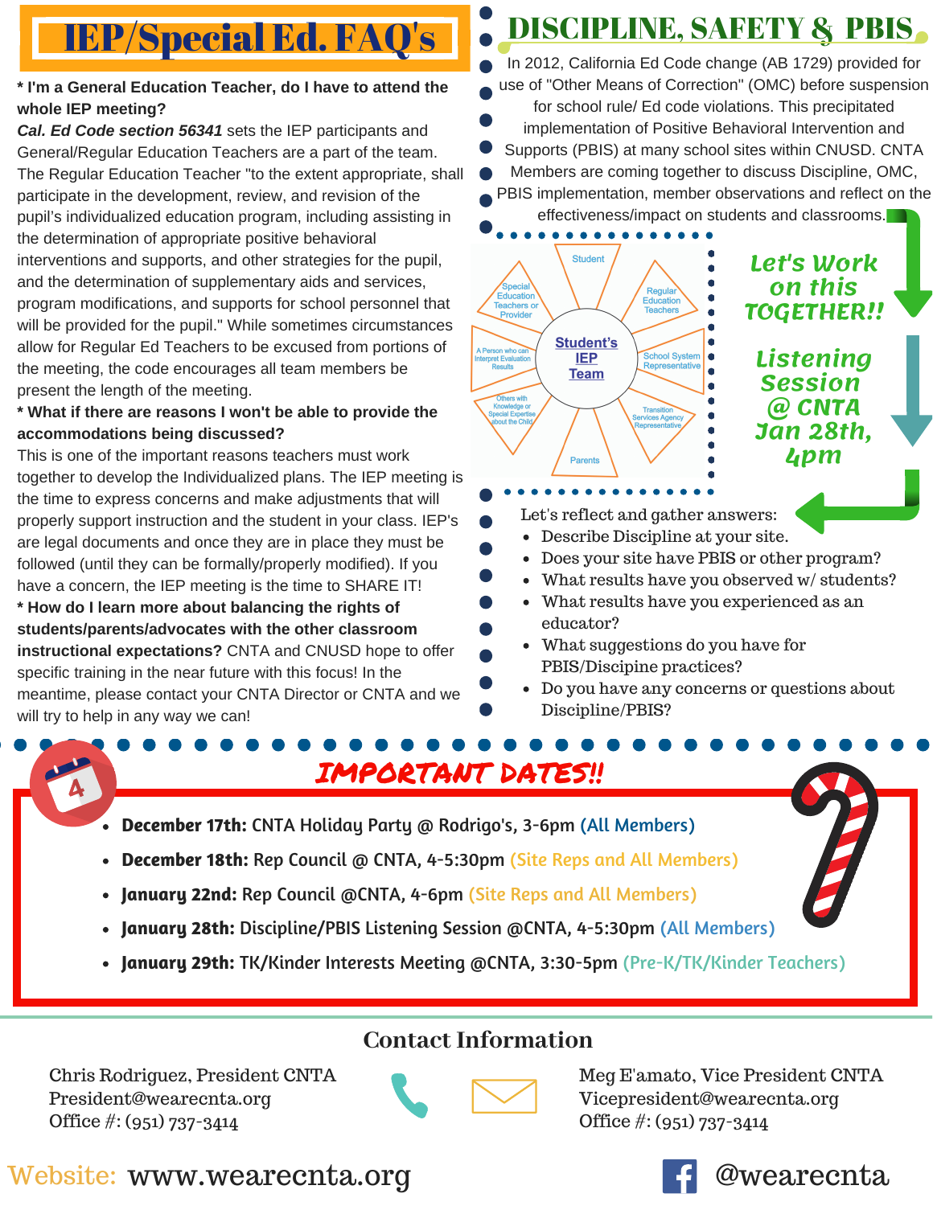# IEP/Special Ed. FAQ's

**\* I'm a General Education Teacher, do I have to attend the whole IEP meeting?**

***Cal. Ed Code section 56341*** sets the IEP participants and General/Regular Education Teachers are a part of the team. The Regular Education Teacher "to the extent appropriate, shall participate in the development, review, and revision of the pupil's individualized education program, including assisting in the determination of appropriate positive behavioral interventions and supports, and other strategies for the pupil, and the determination of supplementary aids and services, program modifications, and supports for school personnel that will be provided for the pupil." While sometimes circumstances allow for Regular Ed Teachers to be excused from portions of the meeting, the code encourages all team members be present the length of the meeting.

**\* What if there are reasons I won't be able to provide the accommodations being discussed?**

This is one of the important reasons teachers must work together to develop the Individualized plans. The IEP meeting is the time to express concerns and make adjustments that will properly support instruction and the student in your class. IEP's are legal documents and once they are in place they must be followed (until they can be formally/properly modified). If you have a concern, the IEP meeting is the time to SHARE IT!

**\* How do I learn more about balancing the rights of students/parents/advocates with the other classroom instructional expectations?** CNTA and CNUSD hope to offer specific training in the near future with this focus! In the meantime, please contact your CNTA Director or CNTA and we will try to help in any way we can!

# DISCIPLINE, SAFETY & PBIS

In 2012, California Ed Code change (AB 1729) provided for use of "Other Means of Correction" (OMC) before suspension for school rule/ Ed code violations. This precipitated implementation of Positive Behavioral Intervention and Supports (PBIS) at many school sites within CNUSD. CNTA Members are coming together to discuss Discipline, OMC, PBIS implementation, member observations and reflect on the effectiveness/impact on students and classrooms.

Student's IEP Team
Student
Regular Education Teachers
School System Representative
Transition Services Agency Representative
Parents
Others with Knowledge or Special Expertise about the Child
A Person who can Interpret Evaluation Results
Special Education Teachers or Provider

**Let's Work on this TOGETHER!!**

**Listening Session @ CNTA Jan 28th, 4pm**

Let's reflect and gather answers:

- Describe Discipline at your site.
- Does your site have PBIS or other program?
- What results have you observed w/ students?
- What results have you experienced as an educator?
- What suggestions do you have for PBIS/Discipine practices?
- Do you have any concerns or questions about Discipline/PBIS?

## IMPORTANT DATES!!

- **December 17th:** CNTA Holiday Party @ Rodrigo's, 3-6pm (All Members)
- **December 18th:** Rep Council @ CNTA, 4-5:30pm (Site Reps and All Members)
- **January 22nd:** Rep Council @CNTA, 4-6pm (Site Reps and All Members)
- **January 28th:** Discipline/PBIS Listening Session @CNTA, 4-5:30pm (All Members)
- **January 29th:** TK/Kinder Interests Meeting @CNTA, 3:30-5pm (Pre-K/TK/Kinder Teachers)

## Contact Information

Chris Rodriguez, President CNTA
President@wearecnta.org
Office #: (951) 737-3414

Meg E'amato, Vice President CNTA
Vicepresident@wearecnta.org
Office #: (951) 737-3414

Website: www.wearecnta.org

@wearecnta